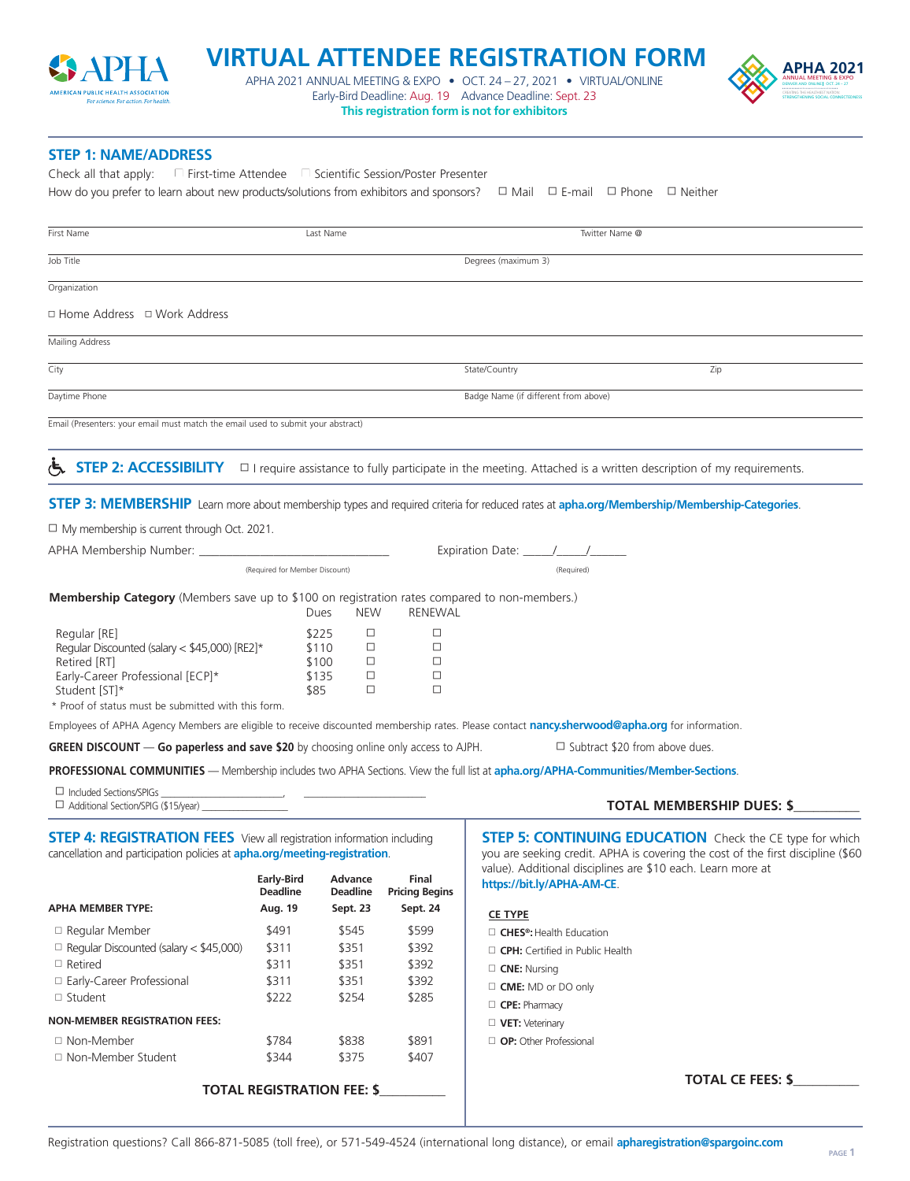# VIRTUAL ATTENDEE REGISTRATION FORM

APHA 2021 ANNUAL MEETING & EXPO • OCT. 24 – 27, 2021 • VIRTUAL/ONLINE
Early-Bird Deadline: Aug. 19 Advance Deadline: Sept. 23
**This registration form is not for exhibitors**

## STEP 1: NAME/ADDRESS

Check all that apply: ☐ First-time Attendee ☐ Scientific Session/Poster Presenter

How do you prefer to learn about new products/solutions from exhibitors and sponsors? ☐ Mail ☐ E-mail ☐ Phone ☐ Neither

First Name ____ Last Name ____ Twitter Name @ ____

Job Title ____ Degrees (maximum 3) ____

Organization ____

☐ Home Address ☐ Work Address

Mailing Address ____

City ____ State/Country ____ Zip ____

Daytime Phone ____ Badge Name (if different from above) ____

Email (Presenters: your email must match the email used to submit your abstract) ____

## STEP 2: ACCESSIBILITY

☐ I require assistance to fully participate in the meeting. Attached is a written description of my requirements.

## STEP 3: MEMBERSHIP

Learn more about membership types and required criteria for reduced rates at **apha.org/Membership/Membership-Categories**.

☐ My membership is current through Oct. 2021.

APHA Membership Number: ______________________ (Required for Member Discount) Expiration Date: ____/____/_____ (Required)

**Membership Category** (Members save up to $100 on registration rates compared to non-members.)

| | Dues | NEW | RENEWAL |
|---|---|---|---|
| Regular [RE] | $225 | ☐ | ☐ |
| Regular Discounted (salary < $45,000) [RE2]* | $110 | ☐ | ☐ |
| Retired [RT] | $100 | ☐ | ☐ |
| Early-Career Professional [ECP]* | $135 | ☐ | ☐ |
| Student [ST]* | $85 | ☐ | ☐ |

\* Proof of status must be submitted with this form.

Employees of APHA Agency Members are eligible to receive discounted membership rates. Please contact **nancy.sherwood@apha.org** for information.

**GREEN DISCOUNT — Go paperless and save $20** by choosing online only access to AJPH. ☐ Subtract $20 from above dues.

**PROFESSIONAL COMMUNITIES** — Membership includes two APHA Sections. View the full list at **apha.org/APHA-Communities/Member-Sections**.

☐ Included Sections/SPIGS ____________________, ____________________

☐ Additional Section/SPIG ($15/year) ________________

**TOTAL MEMBERSHIP DUES: $________**

## STEP 4: REGISTRATION FEES

View all registration information including cancellation and participation policies at **apha.org/meeting-registration**.

| APHA MEMBER TYPE: | Early-Bird Deadline Aug. 19 | Advance Deadline Sept. 23 | Final Pricing Begins Sept. 24 |
|---|---|---|---|
| ☐ Regular Member | $491 | $545 | $599 |
| ☐ Regular Discounted (salary < $45,000) | $311 | $351 | $392 |
| ☐ Retired | $311 | $351 | $392 |
| ☐ Early-Career Professional | $311 | $351 | $392 |
| ☐ Student | $222 | $254 | $285 |
| **NON-MEMBER REGISTRATION FEES:** | | | |
| ☐ Non-Member | $784 | $838 | $891 |
| ☐ Non-Member Student | $344 | $375 | $407 |

**TOTAL REGISTRATION FEE: $________**

## STEP 5: CONTINUING EDUCATION

Check the CE type for which you are seeking credit. APHA is covering the cost of the first discipline ($60 value). Additional disciplines are $10 each. Learn more at **https://bit.ly/APHA-AM-CE**.

**CE TYPE**

- ☐ **CHES®:** Health Education
- ☐ **CPH:** Certified in Public Health
- ☐ **CNE:** Nursing
- ☐ **CME:** MD or DO only
- ☐ **CPE:** Pharmacy
- ☐ **VET:** Veterinary
- ☐ **OP:** Other Professional

**TOTAL CE FEES: $________**

Registration questions? Call 866-871-5085 (toll free), or 571-549-4524 (international long distance), or email **apharegistration@spargoinc.com**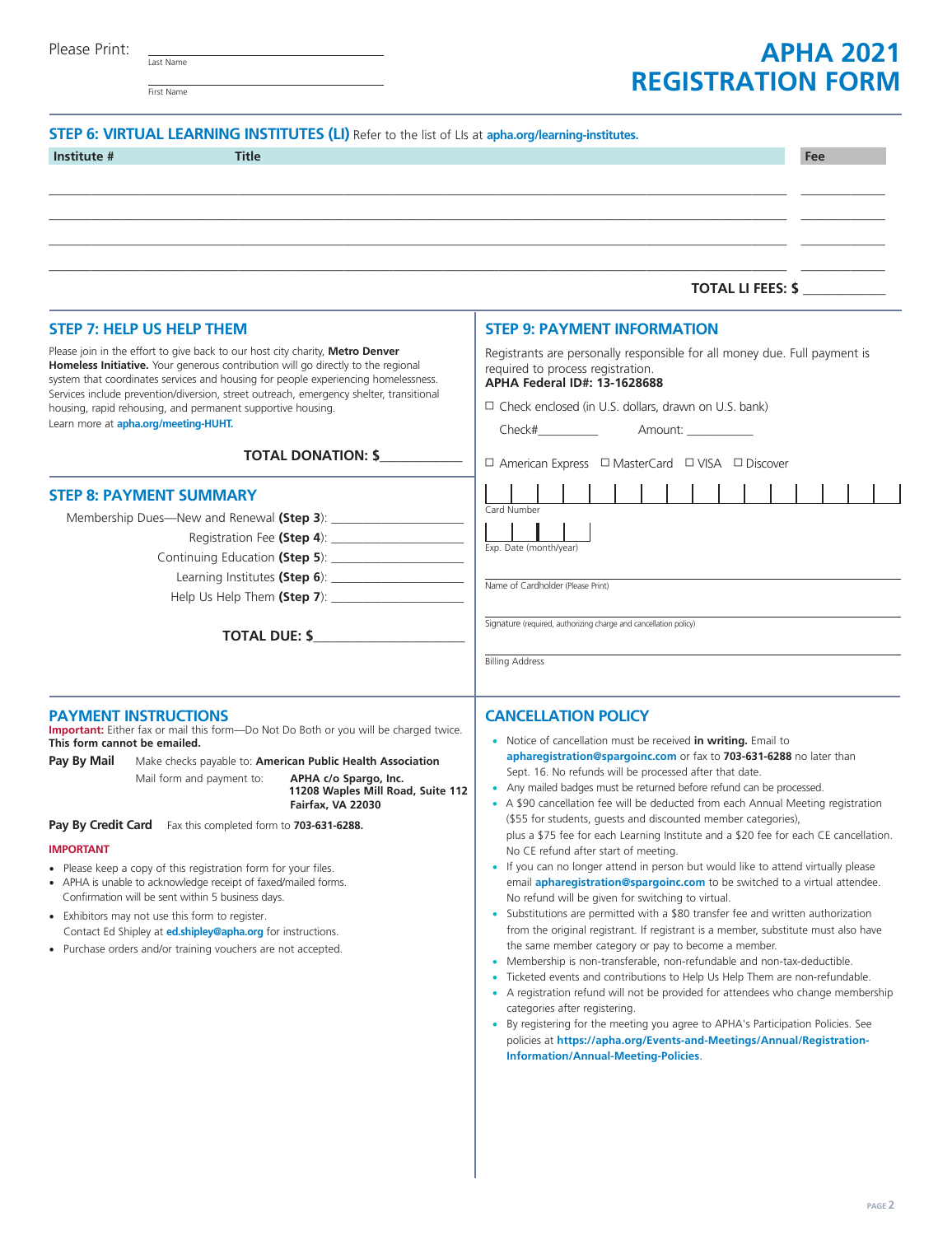Please Print: ______________________________
Last Name

______________________________
First Name

# APHA 2021 REGISTRATION FORM

## STEP 6: VIRTUAL LEARNING INSTITUTES (LI)

Refer to the list of LIs at **apha.org/learning-institutes.**

| Institute # | Title | Fee |
|---|---|---|
| | | |
| | | |
| | | |
| | | |

**TOTAL LI FEES: $** ___________

## STEP 7: HELP US HELP THEM

Please join in the effort to give back to our host city charity, **Metro Denver Homeless Initiative.** Your generous contribution will go directly to the regional system that coordinates services and housing for people experiencing homelessness. Services include prevention/diversion, street outreach, emergency shelter, transitional housing, rapid rehousing, and permanent supportive housing.
Learn more at **apha.org/meeting-HUHT.**

**TOTAL DONATION: $**___________

## STEP 8: PAYMENT SUMMARY

Membership Dues—New and Renewal **(Step 3)**: ___________________

Registration Fee **(Step 4)**: ___________________

Continuing Education **(Step 5)**: ___________________

Learning Institutes **(Step 6)**: ___________________

Help Us Help Them **(Step 7)**: ___________________

**TOTAL DUE: $**___________________

## STEP 9: PAYMENT INFORMATION

Registrants are personally responsible for all money due. Full payment is required to process registration.
**APHA Federal ID#: 13-1628688**

☐ Check enclosed (in U.S. dollars, drawn on U.S. bank)

Check#__________ Amount: ___________

☐ American Express ☐ MasterCard ☐ VISA ☐ Discover

Card Number

Exp. Date (month/year)

Name of Cardholder (Please Print)

Signature (required, authorizing charge and cancellation policy)

Billing Address

## PAYMENT INSTRUCTIONS

**Important:** Either fax or mail this form—Do Not Do Both or you will be charged twice.
**This form cannot be emailed.**

**Pay By Mail** Make checks payable to: **American Public Health Association**

Mail form and payment to:
**APHA c/o Spargo, Inc.**
**11208 Waples Mill Road, Suite 112**
**Fairfax, VA 22030**

**Pay By Credit Card** Fax this completed form to **703-631-6288.**

**IMPORTANT**

- Please keep a copy of this registration form for your files.
- APHA is unable to acknowledge receipt of faxed/mailed forms. Confirmation will be sent within 5 business days.
- Exhibitors may not use this form to register. Contact Ed Shipley at **ed.shipley@apha.org** for instructions.
- Purchase orders and/or training vouchers are not accepted.

## CANCELLATION POLICY

- Notice of cancellation must be received **in writing.** Email to **apharegistration@spargoinc.com** or fax to **703-631-6288** no later than Sept. 16. No refunds will be processed after that date.
- Any mailed badges must be returned before refund can be processed.
- A $90 cancellation fee will be deducted from each Annual Meeting registration ($55 for students, guests and discounted member categories), plus a $75 fee for each Learning Institute and a $20 fee for each CE cancellation. No CE refund after start of meeting.
- If you can no longer attend in person but would like to attend virtually please email **apharegistration@spargoinc.com** to be switched to a virtual attendee. No refund will be given for switching to virtual.
- Substitutions are permitted with a $80 transfer fee and written authorization from the original registrant. If registrant is a member, substitute must also have the same member category or pay to become a member.
- Membership is non-transferable, non-refundable and non-tax-deductible.
- Ticketed events and contributions to Help Us Help Them are non-refundable.
- A registration refund will not be provided for attendees who change membership categories after registering.
- By registering for the meeting you agree to APHA's Participation Policies. See policies at **https://apha.org/Events-and-Meetings/Annual/Registration-Information/Annual-Meeting-Policies**.